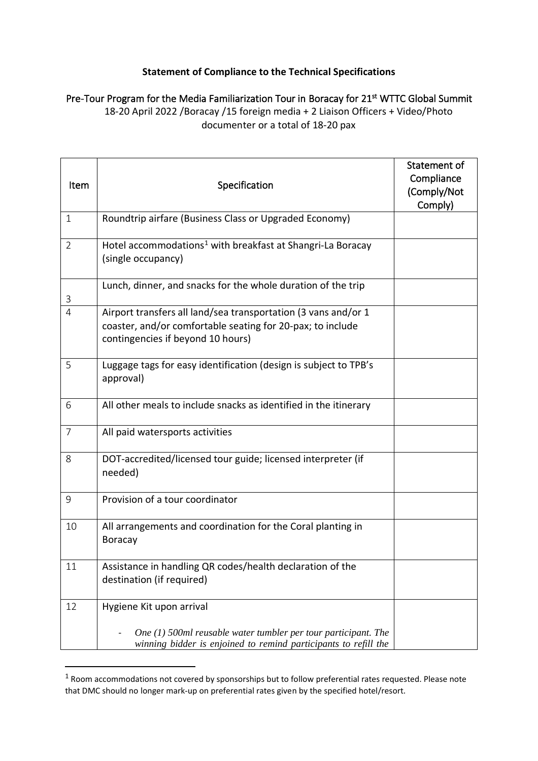**Statement of Compliance to the Technical Specifications**

Pre-Tour Program for the Media Familiarization Tour in Boracay for 21st WTTC Global Summit
18-20 April 2022 /Boracay /15 foreign media + 2 Liaison Officers + Video/Photo documenter or a total of 18-20 pax

| Item | Specification | Statement of Compliance (Comply/Not Comply) |
|---|---|---|
| 1 | Roundtrip airfare (Business Class or Upgraded Economy) | |
| 2 | Hotel accommodations[1] with breakfast at Shangri-La Boracay (single occupancy) | |
| 3 | Lunch, dinner, and snacks for the whole duration of the trip | |
| 4 | Airport transfers all land/sea transportation (3 vans and/or 1 coaster, and/or comfortable seating for 20-pax; to include contingencies if beyond 10 hours) | |
| 5 | Luggage tags for easy identification (design is subject to TPB's approval) | |
| 6 | All other meals to include snacks as identified in the itinerary | |
| 7 | All paid watersports activities | |
| 8 | DOT-accredited/licensed tour guide; licensed interpreter (if needed) | |
| 9 | Provision of a tour coordinator | |
| 10 | All arrangements and coordination for the Coral planting in Boracay | |
| 11 | Assistance in handling QR codes/health declaration of the destination (if required) | |
| 12 | Hygiene Kit upon arrival<br><br>- *One (1) 500ml reusable water tumbler per tour participant. The winning bidder is enjoined to remind participants to refill the* | |

[1] Room accommodations not covered by sponsorships but to follow preferential rates requested. Please note that DMC should no longer mark-up on preferential rates given by the specified hotel/resort.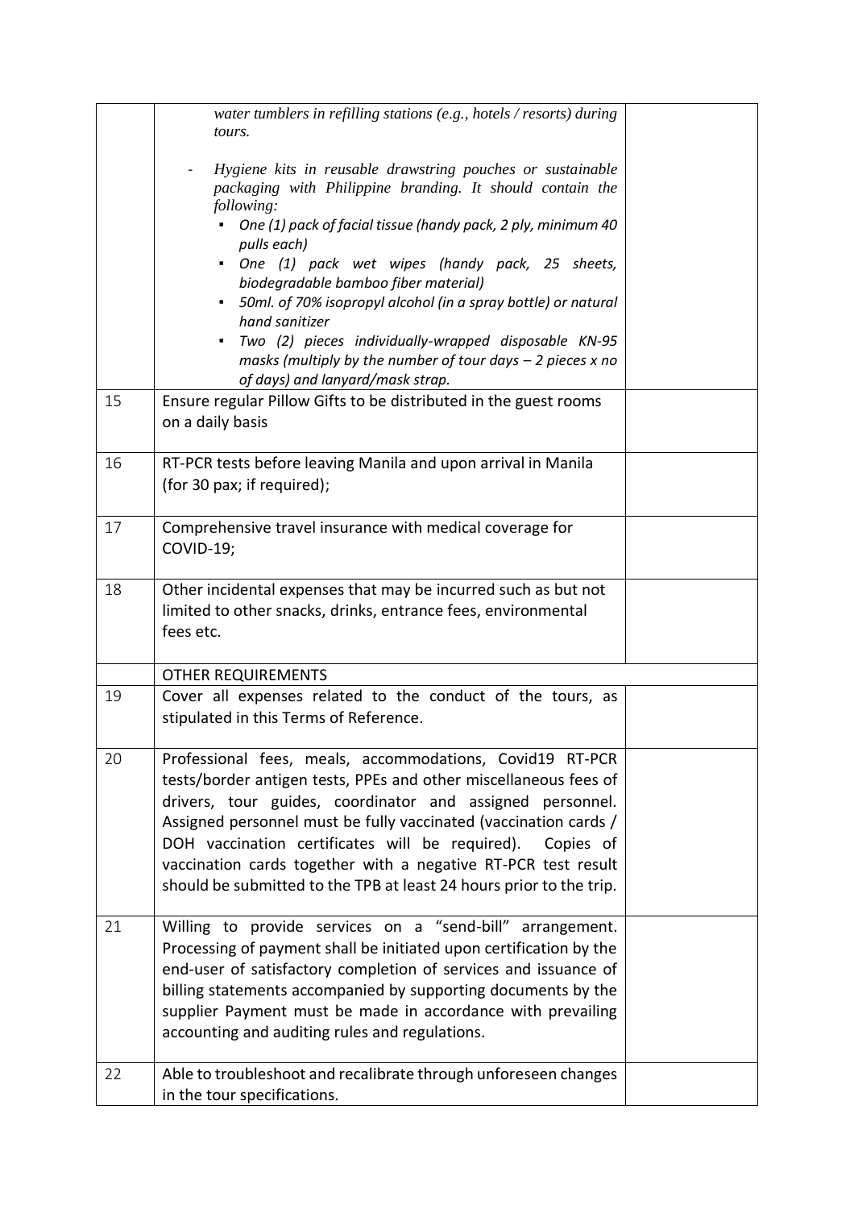| | | |
|---|---|---|
| | *water tumblers in refilling stations (e.g., hotels / resorts) during tours.*<br><br>- *Hygiene kits in reusable drawstring pouches or sustainable packaging with Philippine branding. It should contain the following:*<br>  ▪ *One (1) pack of facial tissue (handy pack, 2 ply, minimum 40 pulls each)*<br>  ▪ *One (1) pack wet wipes (handy pack, 25 sheets, biodegradable bamboo fiber material)*<br>  ▪ *50ml. of 70% isopropyl alcohol (in a spray bottle) or natural hand sanitizer*<br>  ▪ *Two (2) pieces individually-wrapped disposable KN-95 masks (multiply by the number of tour days – 2 pieces x no of days) and lanyard/mask strap.* | |
| 15 | Ensure regular Pillow Gifts to be distributed in the guest rooms on a daily basis | |
| 16 | RT-PCR tests before leaving Manila and upon arrival in Manila (for 30 pax; if required); | |
| 17 | Comprehensive travel insurance with medical coverage for COVID-19; | |
| 18 | Other incidental expenses that may be incurred such as but not limited to other snacks, drinks, entrance fees, environmental fees etc. | |
| | OTHER REQUIREMENTS | |
| 19 | Cover all expenses related to the conduct of the tours, as stipulated in this Terms of Reference. | |
| 20 | Professional fees, meals, accommodations, Covid19 RT-PCR tests/border antigen tests, PPEs and other miscellaneous fees of drivers, tour guides, coordinator and assigned personnel. Assigned personnel must be fully vaccinated (vaccination cards / DOH vaccination certificates will be required). Copies of vaccination cards together with a negative RT-PCR test result should be submitted to the TPB at least 24 hours prior to the trip. | |
| 21 | Willing to provide services on a "send-bill" arrangement. Processing of payment shall be initiated upon certification by the end-user of satisfactory completion of services and issuance of billing statements accompanied by supporting documents by the supplier Payment must be made in accordance with prevailing accounting and auditing rules and regulations. | |
| 22 | Able to troubleshoot and recalibrate through unforeseen changes in the tour specifications. | |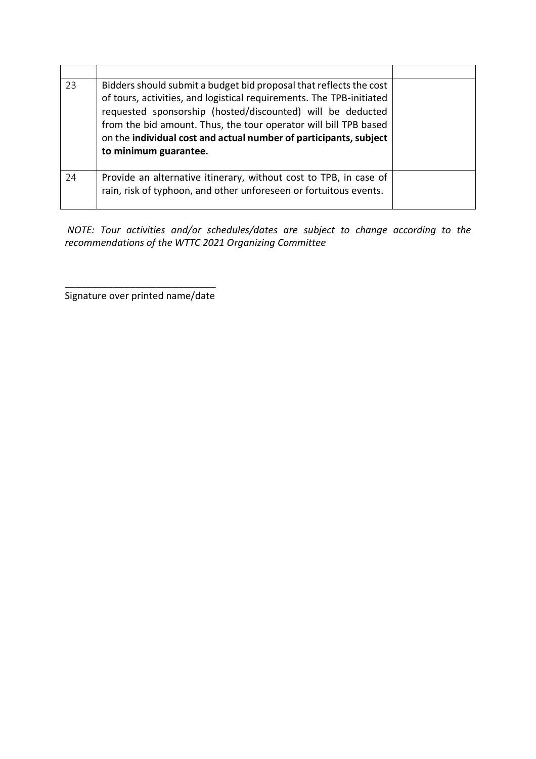| | | |
|---|---|---|
| 23 | Bidders should submit a budget bid proposal that reflects the cost of tours, activities, and logistical requirements. The TPB-initiated requested sponsorship (hosted/discounted) will be deducted from the bid amount. Thus, the tour operator will bill TPB based on the **individual cost and actual number of participants, subject to minimum guarantee.** | |
| 24 | Provide an alternative itinerary, without cost to TPB, in case of rain, risk of typhoon, and other unforeseen or fortuitous events. | |

*NOTE: Tour activities and/or schedules/dates are subject to change according to the recommendations of the WTTC 2021 Organizing Committee*

____________________________

Signature over printed name/date